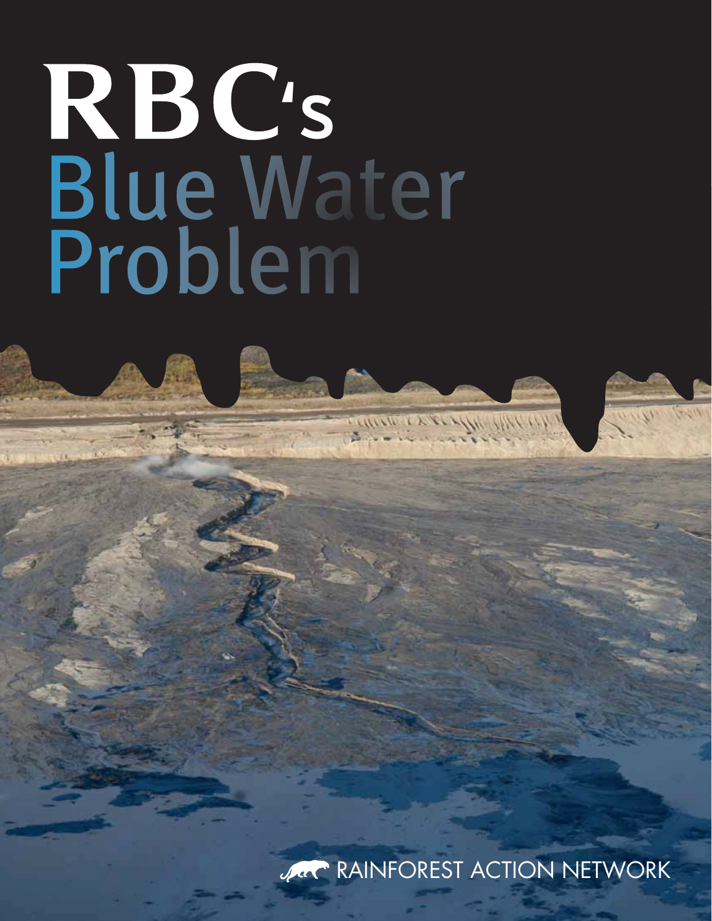# RBC's Blue Water Problem

RAINFOREST ACTION NETWORK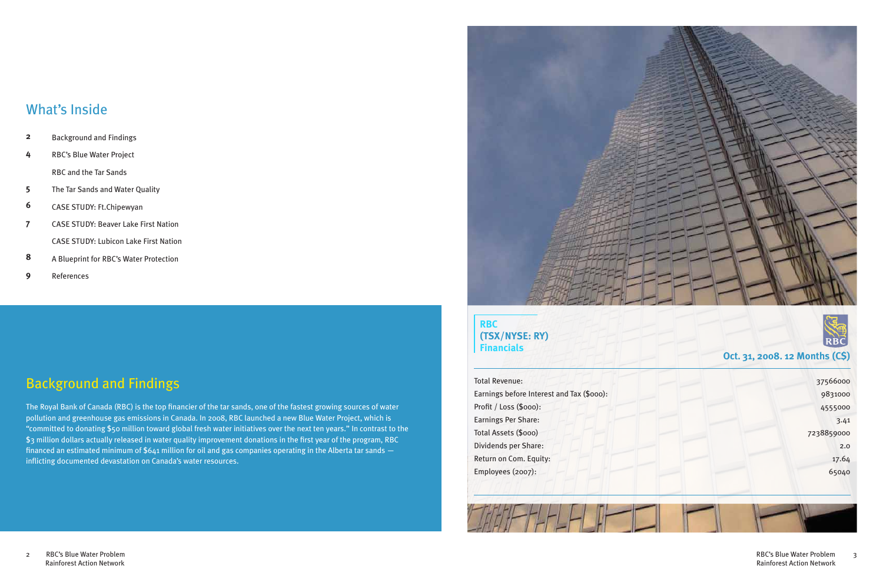## What's Inside

| | |
|---|---|
| 2 | Background and Findings |
| 4 | RBC's Blue Water Project |
| | RBC and the Tar Sands |
| 5 | The Tar Sands and Water Quality |
| 6 | CASE STUDY: Ft.Chipewyan |
| 7 | CASE STUDY: Beaver Lake First Nation |
| | CASE STUDY: Lubicon Lake First Nation |
| 8 | A Blueprint for RBC's Water Protection |
| 9 | References |

## Background and Findings

The Royal Bank of Canada (RBC) is the top financier of the tar sands, one of the fastest growing sources of water pollution and greenhouse gas emissions in Canada. In 2008, RBC launched a new Blue Water Project, which is "committed to donating $50 million toward global fresh water initiatives over the next ten years." In contrast to the $3 million dollars actually released in water quality improvement donations in the first year of the program, RBC financed an estimated minimum of $641 million for oil and gas companies operating in the Alberta tar sands — inflicting documented devastation on Canada's water resources.

**RBC (TSX/NYSE: RY) Financials**

**Oct. 31, 2008. 12 Months (C$)**

| | |
|---|---:|
| Total Revenue: | 37566000 |
| Earnings before Interest and Tax ($000): | 9831000 |
| Profit / Loss ($000): | 4555000 |
| Earnings Per Share: | 3.41 |
| Total Assets ($000) | 7238859000 |
| Dividends per Share: | 2.0 |
| Return on Com. Equity: | 17.64 |
| Employees (2007): | 65040 |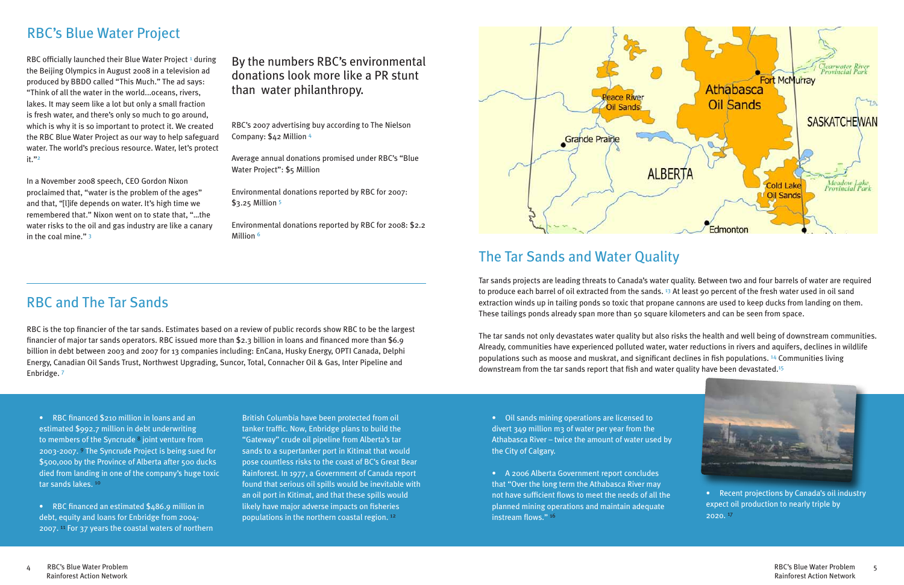## RBC's Blue Water Project

RBC officially launched their Blue Water Project [1] during the Beijing Olympics in August 2008 in a television ad produced by BBDO called "This Much." The ad says: "Think of all the water in the world...oceans, rivers, lakes. It may seem like a lot but only a small fraction is fresh water, and there's only so much to go around, which is why it is so important to protect it. We created the RBC Blue Water Project as our way to help safeguard water. The world's precious resource. Water, let's protect it."[2]

In a November 2008 speech, CEO Gordon Nixon proclaimed that, "water is the problem of the ages" and that, "[l]ife depends on water. It's high time we remembered that." Nixon went on to state that, "...the water risks to the oil and gas industry are like a canary in the coal mine." [3]

### By the numbers RBC's environmental donations look more like a PR stunt than water philanthropy.

RBC's 2007 advertising buy according to The Nielson Company: $42 Million [4]

Average annual donations promised under RBC's "Blue Water Project": $5 Million

Environmental donations reported by RBC for 2007: $3.25 Million [5]

Environmental donations reported by RBC for 2008: $2.2 Million [6]

## RBC and The Tar Sands

RBC is the top financier of the tar sands. Estimates based on a review of public records show RBC to be the largest financier of major tar sands operators. RBC issued more than $2.3 billion in loans and financed more than $6.9 billion in debt between 2003 and 2007 for 13 companies including: EnCana, Husky Energy, OPTI Canada, Delphi Energy, Canadian Oil Sands Trust, Northwest Upgrading, Suncor, Total, Connacher Oil & Gas, Inter Pipeline and Enbridge. [7]

- RBC financed $210 million in loans and an estimated $992.7 million in debt underwriting to members of the Syncrude [8] joint venture from 2003-2007. [9] The Syncrude Project is being sued for $500,000 by the Province of Alberta after 500 ducks died from landing in one of the company's huge toxic tar sands lakes. [10]

- RBC financed an estimated $486.9 million in debt, equity and loans for Enbridge from 2004-2007. [11] For 37 years the coastal waters of northern British Columbia have been protected from oil tanker traffic. Now, Enbridge plans to build the "Gateway" crude oil pipeline from Alberta's tar sands to a supertanker port in Kitimat that would pose countless risks to the coast of BC's Great Bear Rainforest. In 1977, a Government of Canada report found that serious oil spills would be inevitable with an oil port in Kitimat, and that these spills would likely have major adverse impacts on fisheries populations in the northern coastal region. [12]

Peace River Oil Sands · Athabasca Oil Sands · Cold Lake Oil Sands · Fort McMurray · Grande Prairie · Edmonton · ALBERTA · SASKATCHEWAN · Clearwater River Provincial Park · Meadow Lake Provincial Park

## The Tar Sands and Water Quality

Tar sands projects are leading threats to Canada's water quality. Between two and four barrels of water are required to produce each barrel of oil extracted from the sands. [13] At least 90 percent of the fresh water used in oil sand extraction winds up in tailing ponds so toxic that propane cannons are used to keep ducks from landing on them. These tailings ponds already span more than 50 square kilometers and can be seen from space.

The tar sands not only devastates water quality but also risks the health and well being of downstream communities. Already, communities have experienced polluted water, water reductions in rivers and aquifers, declines in wildlife populations such as moose and muskrat, and significant declines in fish populations. [14] Communities living downstream from the tar sands report that fish and water quality have been devastated.[15]

- Oil sands mining operations are licensed to divert 349 million m3 of water per year from the Athabasca River – twice the amount of water used by the City of Calgary.

- A 2006 Alberta Government report concludes that "Over the long term the Athabasca River may not have sufficient flows to meet the needs of all the planned mining operations and maintain adequate instream flows." [16]

- Recent projections by Canada's oil industry expect oil production to nearly triple by 2020. [17]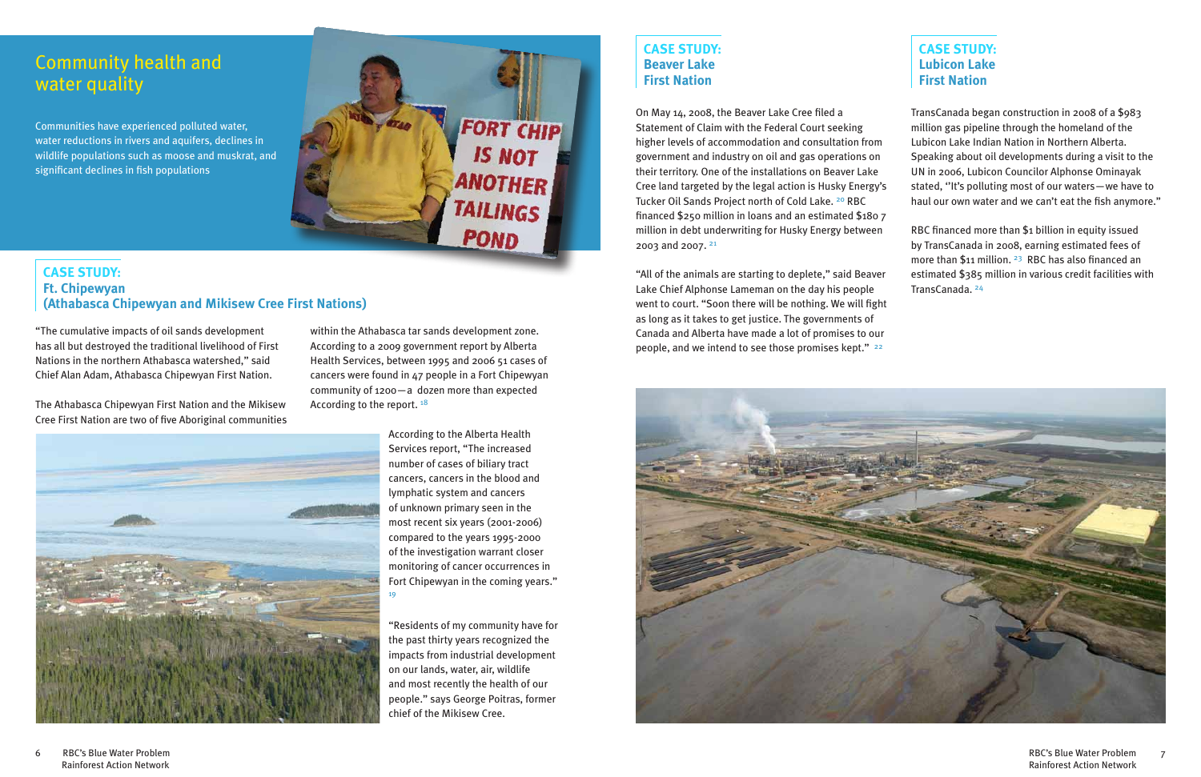## Community health and water quality

Communities have experienced polluted water, water reductions in rivers and aquifers, declines in wildlife populations such as moose and muskrat, and significant declines in fish populations

### CASE STUDY: Ft. Chipewyan (Athabasca Chipewyan and Mikisew Cree First Nations)

"The cumulative impacts of oil sands development has all but destroyed the traditional livelihood of First Nations in the northern Athabasca watershed," said Chief Alan Adam, Athabasca Chipewyan First Nation.

The Athabasca Chipewyan First Nation and the Mikisew Cree First Nation are two of five Aboriginal communities within the Athabasca tar sands development zone. According to a 2009 government report by Alberta Health Services, between 1995 and 2006 51 cases of cancers were found in 47 people in a Fort Chipewyan community of 1200—a dozen more than expected According to the report. [18]

According to the Alberta Health Services report, "The increased number of cases of biliary tract cancers, cancers in the blood and lymphatic system and cancers of unknown primary seen in the most recent six years (2001-2006) compared to the years 1995-2000 of the investigation warrant closer monitoring of cancer occurrences in Fort Chipewyan in the coming years." [19]

"Residents of my community have for the past thirty years recognized the impacts from industrial development on our lands, water, air, wildlife and most recently the health of our people." says George Poitras, former chief of the Mikisew Cree.

### CASE STUDY: Beaver Lake First Nation

On May 14, 2008, the Beaver Lake Cree filed a Statement of Claim with the Federal Court seeking higher levels of accommodation and consultation from government and industry on oil and gas operations on their territory. One of the installations on Beaver Lake Cree land targeted by the legal action is Husky Energy's Tucker Oil Sands Project north of Cold Lake. [20] RBC financed $250 million in loans and an estimated $180 7 million in debt underwriting for Husky Energy between 2003 and 2007. [21]

"All of the animals are starting to deplete," said Beaver Lake Chief Alphonse Lameman on the day his people went to court. "Soon there will be nothing. We will fight as long as it takes to get justice. The governments of Canada and Alberta have made a lot of promises to our people, and we intend to see those promises kept." [22]

### CASE STUDY: Lubicon Lake First Nation

TransCanada began construction in 2008 of a $983 million gas pipeline through the homeland of the Lubicon Lake Indian Nation in Northern Alberta. Speaking about oil developments during a visit to the UN in 2006, Lubicon Councilor Alphonse Ominayak stated, "It's polluting most of our waters—we have to haul our own water and we can't eat the fish anymore."

RBC financed more than $1 billion in equity issued by TransCanada in 2008, earning estimated fees of more than $11 million. [23] RBC has also financed an estimated $385 million in various credit facilities with TransCanada. [24]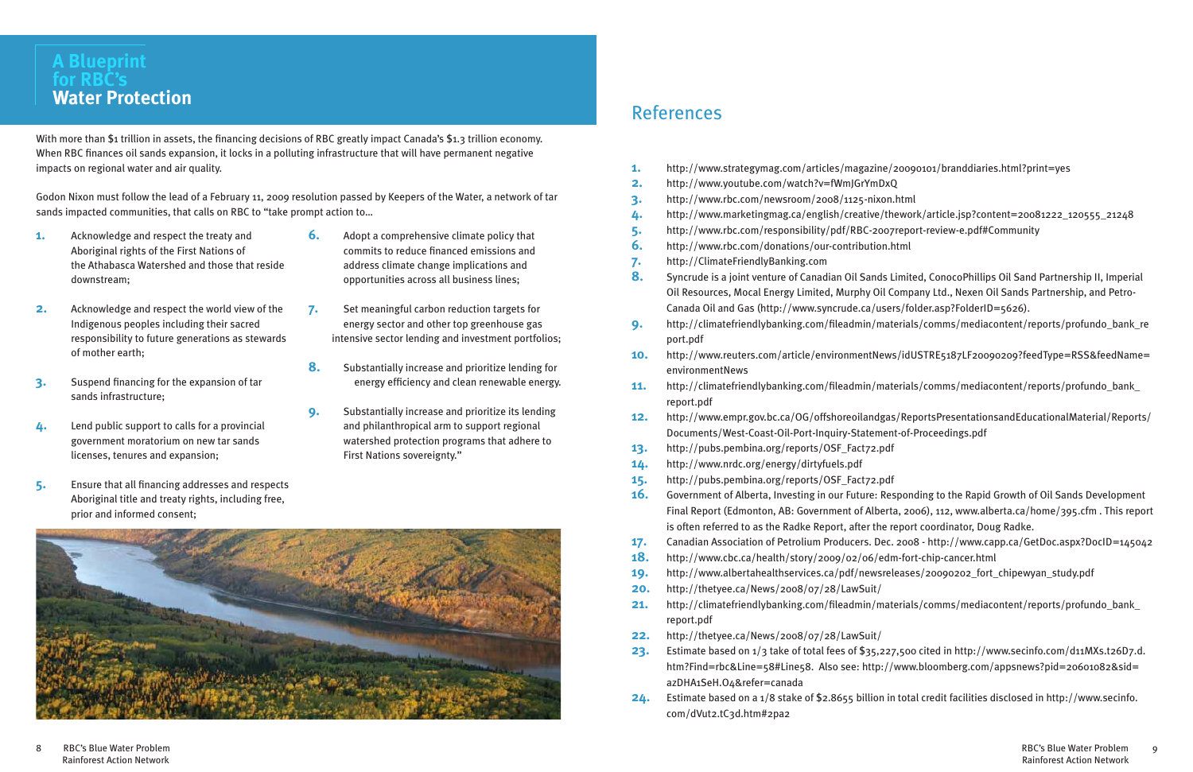## A Blueprint for RBC's Water Protection

With more than $1 trillion in assets, the financing decisions of RBC greatly impact Canada's $1.3 trillion economy. When RBC finances oil sands expansion, it locks in a polluting infrastructure that will have permanent negative impacts on regional water and air quality.

Godon Nixon must follow the lead of a February 11, 2009 resolution passed by Keepers of the Water, a network of tar sands impacted communities, that calls on RBC to "take prompt action to...

1. Acknowledge and respect the treaty and Aboriginal rights of the First Nations of the Athabasca Watershed and those that reside downstream;
2. Acknowledge and respect the world view of the Indigenous peoples including their sacred responsibility to future generations as stewards of mother earth;
3. Suspend financing for the expansion of tar sands infrastructure;
4. Lend public support to calls for a provincial government moratorium on new tar sands licenses, tenures and expansion;
5. Ensure that all financing addresses and respects Aboriginal title and treaty rights, including free, prior and informed consent;
6. Adopt a comprehensive climate policy that commits to reduce financed emissions and address climate change implications and opportunities across all business lines;
7. Set meaningful carbon reduction targets for energy sector and other top greenhouse gas intensive sector lending and investment portfolios;
8. Substantially increase and prioritize lending for energy efficiency and clean renewable energy.
9. Substantially increase and prioritize its lending and philanthropical arm to support regional watershed protection programs that adhere to First Nations sovereignty."

## References

1. http://www.strategymag.com/articles/magazine/20090101/branddiaries.html?print=yes
2. http://www.youtube.com/watch?v=fWmJGrYmDxQ
3. http://www.rbc.com/newsroom/2008/1125-nixon.html
4. http://www.marketingmag.ca/english/creative/thework/article.jsp?content=20081222_120555_21248
5. http://www.rbc.com/responsibility/pdf/RBC-2007report-review-e.pdf#Community
6. http://www.rbc.com/donations/our-contribution.html
7. http://ClimateFriendlyBanking.com
8. Syncrude is a joint venture of Canadian Oil Sands Limited, ConocoPhillips Oil Sand Partnership II, Imperial Oil Resources, Mocal Energy Limited, Murphy Oil Company Ltd., Nexen Oil Sands Partnership, and Petro-Canada Oil and Gas (http://www.syncrude.ca/users/folder.asp?FolderID=5626).
9. http://climatefriendlybanking.com/fileadmin/materials/comms/mediacontent/reports/profundo_bank_report.pdf
10. http://www.reuters.com/article/environmentNews/idUSTRE5187LF20090209?feedType=RSS&feedName=environmentNews
11. http://climatefriendlybanking.com/fileadmin/materials/comms/mediacontent/reports/profundo_bank_report.pdf
12. http://www.empr.gov.bc.ca/OG/offshoreoilandgas/ReportsPresentationsandEducationalMaterial/Reports/Documents/West-Coast-Oil-Port-Inquiry-Statement-of-Proceedings.pdf
13. http://pubs.pembina.org/reports/OSF_Fact72.pdf
14. http://www.nrdc.org/energy/dirtyfuels.pdf
15. http://pubs.pembina.org/reports/OSF_Fact72.pdf
16. Government of Alberta, Investing in our Future: Responding to the Rapid Growth of Oil Sands Development Final Report (Edmonton, AB: Government of Alberta, 2006), 112, www.alberta.ca/home/395.cfm . This report is often referred to as the Radke Report, after the report coordinator, Doug Radke.
17. Canadian Association of Petrolium Producers. Dec. 2008 - http://www.capp.ca/GetDoc.aspx?DocID=145042
18. http://www.cbc.ca/health/story/2009/02/06/edm-fort-chip-cancer.html
19. http://www.albertahealthservices.ca/pdf/newsreleases/20090202_fort_chipewyan_study.pdf
20. http://thetyee.ca/News/2008/07/28/LawSuit/
21. http://climatefriendlybanking.com/fileadmin/materials/comms/mediacontent/reports/profundo_bank_report.pdf
22. http://thetyee.ca/News/2008/07/28/LawSuit/
23. Estimate based on 1/3 take of total fees of $35,227,500 cited in http://www.secinfo.com/d11MXs.t26D7.d.htm?Find=rbc&Line=58#Line58. Also see: http://www.bloomberg.com/appsnews?pid=20601082&sid=azDHA1SeH.O4&refer=canada
24. Estimate based on a 1/8 stake of $2.8655 billion in total credit facilities disclosed in http://www.secinfo.com/dVut2.tC3d.htm#2pa2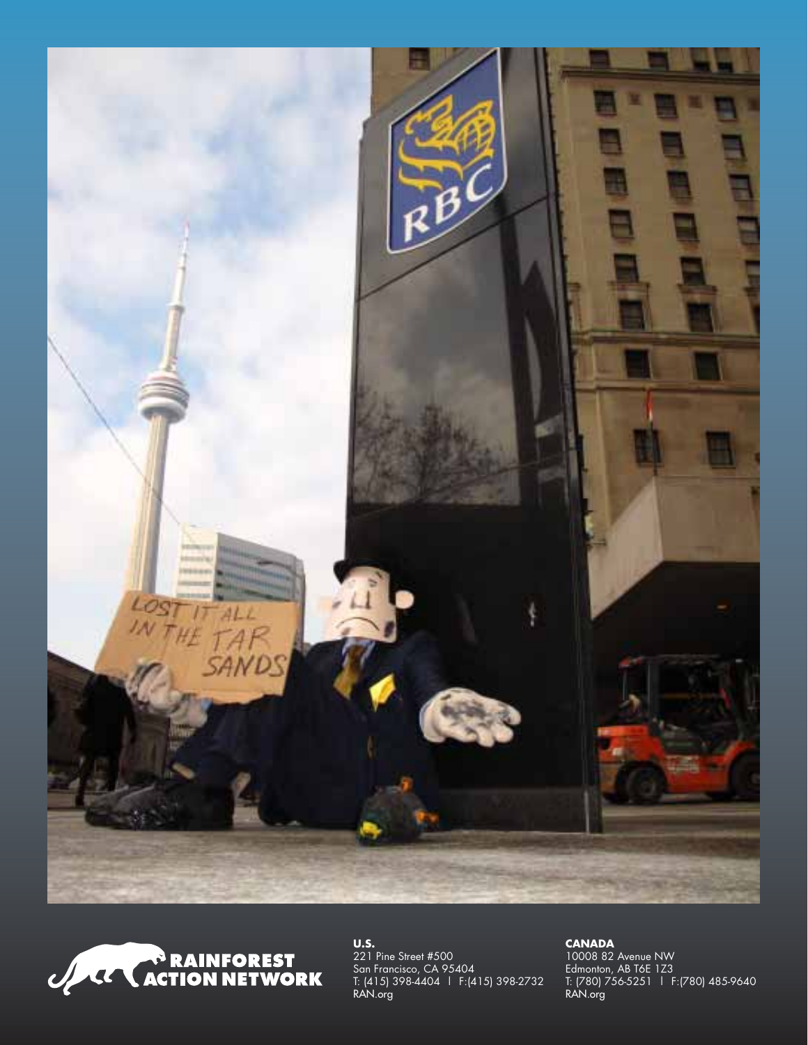RAINFOREST ACTION NETWORK

**U.S.**
221 Pine Street #500
San Francisco, CA 95404
T: (415) 398-4404 | F:(415) 398-2732
RAN.org

**CANADA**
10008 82 Avenue NW
Edmonton, AB T6E 1Z3
T: (780) 756-5251 | F:(780) 485-9640
RAN.org